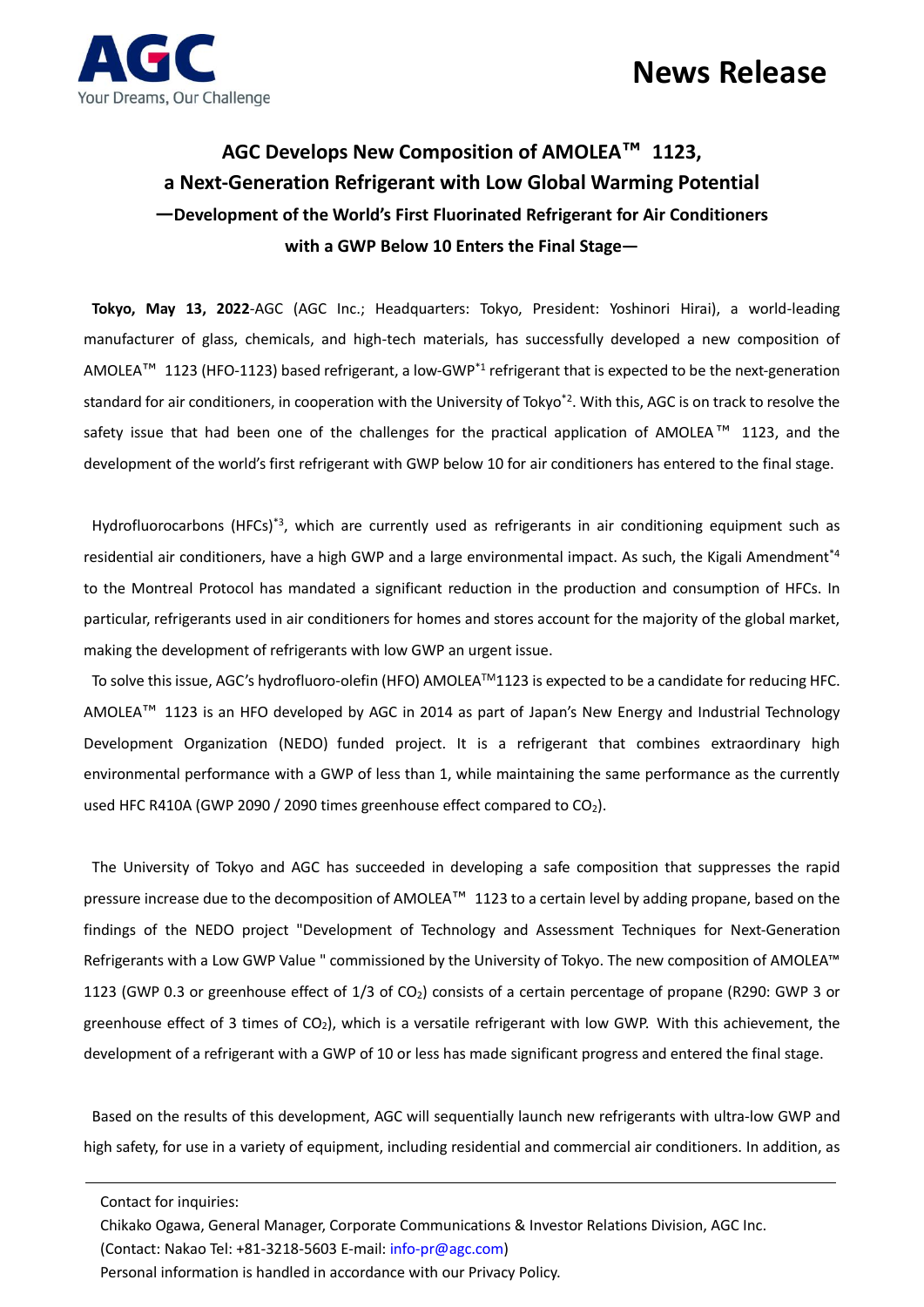AGC
Your Dreams, Our Challenge

# News Release

## AGC Develops New Composition of AMOLEA™ 1123, a Next-Generation Refrigerant with Low Global Warming Potential

### —Development of the World's First Fluorinated Refrigerant for Air Conditioners with a GWP Below 10 Enters the Final Stage—

**Tokyo, May 13, 2022**-AGC (AGC Inc.; Headquarters: Tokyo, President: Yoshinori Hirai), a world-leading manufacturer of glass, chemicals, and high-tech materials, has successfully developed a new composition of AMOLEA™ 1123 (HFO-1123) based refrigerant, a low-GWP[*1] refrigerant that is expected to be the next-generation standard for air conditioners, in cooperation with the University of Tokyo[*2]. With this, AGC is on track to resolve the safety issue that had been one of the challenges for the practical application of AMOLEA™ 1123, and the development of the world's first refrigerant with GWP below 10 for air conditioners has entered to the final stage.

Hydrofluorocarbons (HFCs)[*3], which are currently used as refrigerants in air conditioning equipment such as residential air conditioners, have a high GWP and a large environmental impact. As such, the Kigali Amendment[*4] to the Montreal Protocol has mandated a significant reduction in the production and consumption of HFCs. In particular, refrigerants used in air conditioners for homes and stores account for the majority of the global market, making the development of refrigerants with low GWP an urgent issue.

To solve this issue, AGC's hydrofluoro-olefin (HFO) AMOLEA™1123 is expected to be a candidate for reducing HFC. AMOLEA™ 1123 is an HFO developed by AGC in 2014 as part of Japan's New Energy and Industrial Technology Development Organization (NEDO) funded project. It is a refrigerant that combines extraordinary high environmental performance with a GWP of less than 1, while maintaining the same performance as the currently used HFC R410A (GWP 2090 / 2090 times greenhouse effect compared to $CO_2$).

The University of Tokyo and AGC has succeeded in developing a safe composition that suppresses the rapid pressure increase due to the decomposition of AMOLEA™ 1123 to a certain level by adding propane, based on the findings of the NEDO project "Development of Technology and Assessment Techniques for Next-Generation Refrigerants with a Low GWP Value " commissioned by the University of Tokyo. The new composition of AMOLEA™ 1123 (GWP 0.3 or greenhouse effect of 1/3 of $CO_2$) consists of a certain percentage of propane (R290: GWP 3 or greenhouse effect of 3 times of $CO_2$), which is a versatile refrigerant with low GWP. With this achievement, the development of a refrigerant with a GWP of 10 or less has made significant progress and entered the final stage.

Based on the results of this development, AGC will sequentially launch new refrigerants with ultra-low GWP and high safety, for use in a variety of equipment, including residential and commercial air conditioners. In addition, as

---

Contact for inquiries:
Chikako Ogawa, General Manager, Corporate Communications & Investor Relations Division, AGC Inc.
(Contact: Nakao Tel: +81-3218-5603 E-mail: info-pr@agc.com)
Personal information is handled in accordance with our Privacy Policy.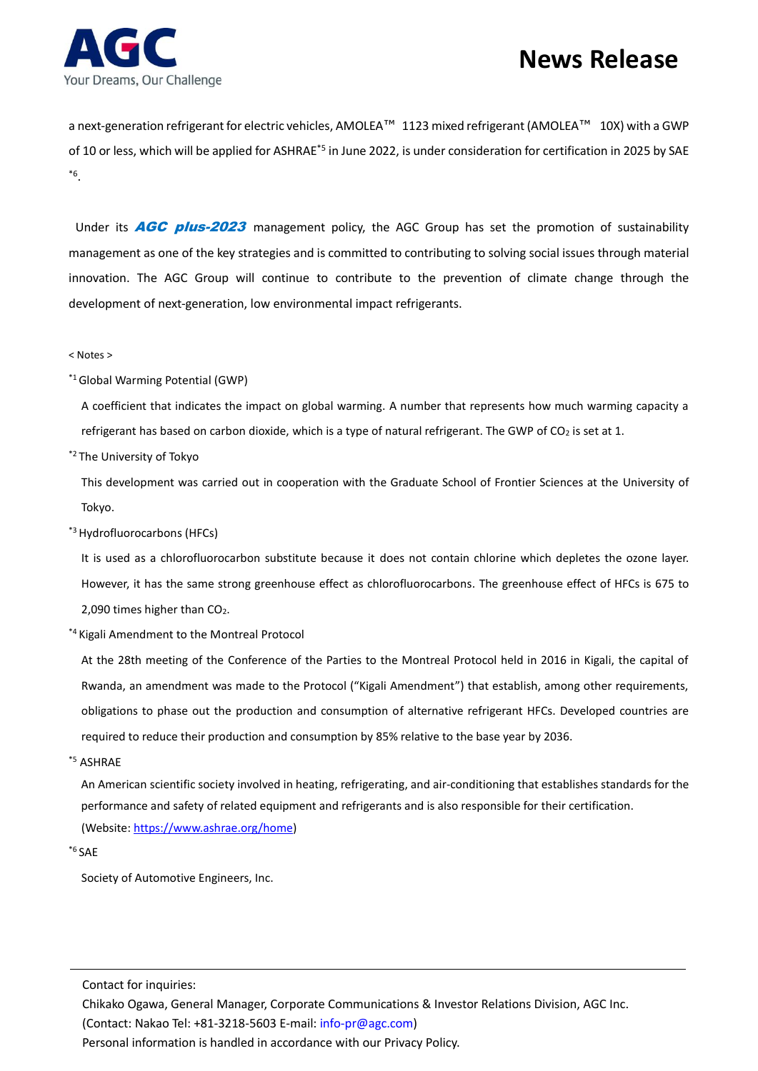a next-generation refrigerant for electric vehicles, AMOLEA™ 1123 mixed refrigerant (AMOLEA™ 10X) with a GWP of 10 or less, which will be applied for ASHRAE[*5] in June 2022, is under consideration for certification in 2025 by SAE [*6].

Under its ***AGC plus-2023*** management policy, the AGC Group has set the promotion of sustainability management as one of the key strategies and is committed to contributing to solving social issues through material innovation. The AGC Group will continue to contribute to the prevention of climate change through the development of next-generation, low environmental impact refrigerants.

< Notes >

[*1] Global Warming Potential (GWP)

A coefficient that indicates the impact on global warming. A number that represents how much warming capacity a refrigerant has based on carbon dioxide, which is a type of natural refrigerant. The GWP of $CO_2$ is set at 1.

[*2] The University of Tokyo

This development was carried out in cooperation with the Graduate School of Frontier Sciences at the University of Tokyo.

[*3] Hydrofluorocarbons (HFCs)

It is used as a chlorofluorocarbon substitute because it does not contain chlorine which depletes the ozone layer. However, it has the same strong greenhouse effect as chlorofluorocarbons. The greenhouse effect of HFCs is 675 to 2,090 times higher than $CO_2$.

[*4] Kigali Amendment to the Montreal Protocol

At the 28th meeting of the Conference of the Parties to the Montreal Protocol held in 2016 in Kigali, the capital of Rwanda, an amendment was made to the Protocol ("Kigali Amendment") that establish, among other requirements, obligations to phase out the production and consumption of alternative refrigerant HFCs. Developed countries are required to reduce their production and consumption by 85% relative to the base year by 2036.

[*5] ASHRAE

An American scientific society involved in heating, refrigerating, and air-conditioning that establishes standards for the performance and safety of related equipment and refrigerants and is also responsible for their certification.
(Website: https://www.ashrae.org/home)

[*6] SAE

Society of Automotive Engineers, Inc.

---

Contact for inquiries:
Chikako Ogawa, General Manager, Corporate Communications & Investor Relations Division, AGC Inc.
(Contact: Nakao Tel: +81-3218-5603 E-mail: info-pr@agc.com)
Personal information is handled in accordance with our Privacy Policy.